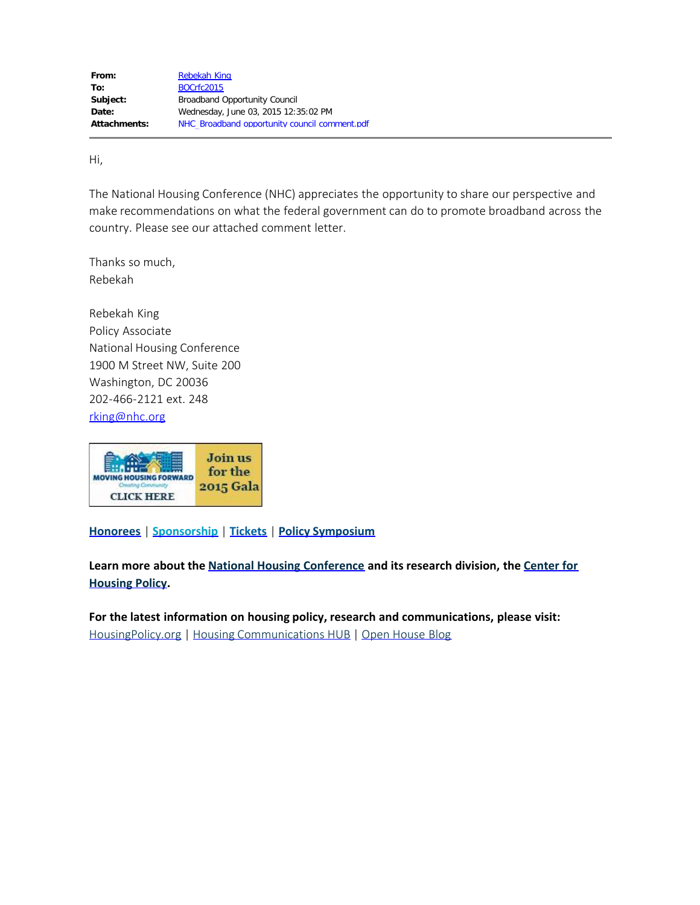| | |
|---|---|
| **From:** | Rebekah King |
| **To:** | BOCrfc2015 |
| **Subject:** | Broadband Opportunity Council |
| **Date:** | Wednesday, June 03, 2015 12:35:02 PM |
| **Attachments:** | NHC_Broadband opportunity council comment.pdf |

Hi,

The National Housing Conference (NHC) appreciates the opportunity to share our perspective and make recommendations on what the federal government can do to promote broadband across the country. Please see our attached comment letter.

Thanks so much,
Rebekah

Rebekah King
Policy Associate
National Housing Conference
1900 M Street NW, Suite 200
Washington, DC 20036
202-466-2121 ext. 248
rking@nhc.org

MOVING HOUSING FORWARD
Creating Community
CLICK HERE

Join us for the 2015 Gala

**Honorees** | **Sponsorship** | **Tickets** | **Policy Symposium**

**Learn more about the National Housing Conference and its research division, the Center for Housing Policy.**

**For the latest information on housing policy, research and communications, please visit:**
HousingPolicy.org | Housing Communications HUB | Open House Blog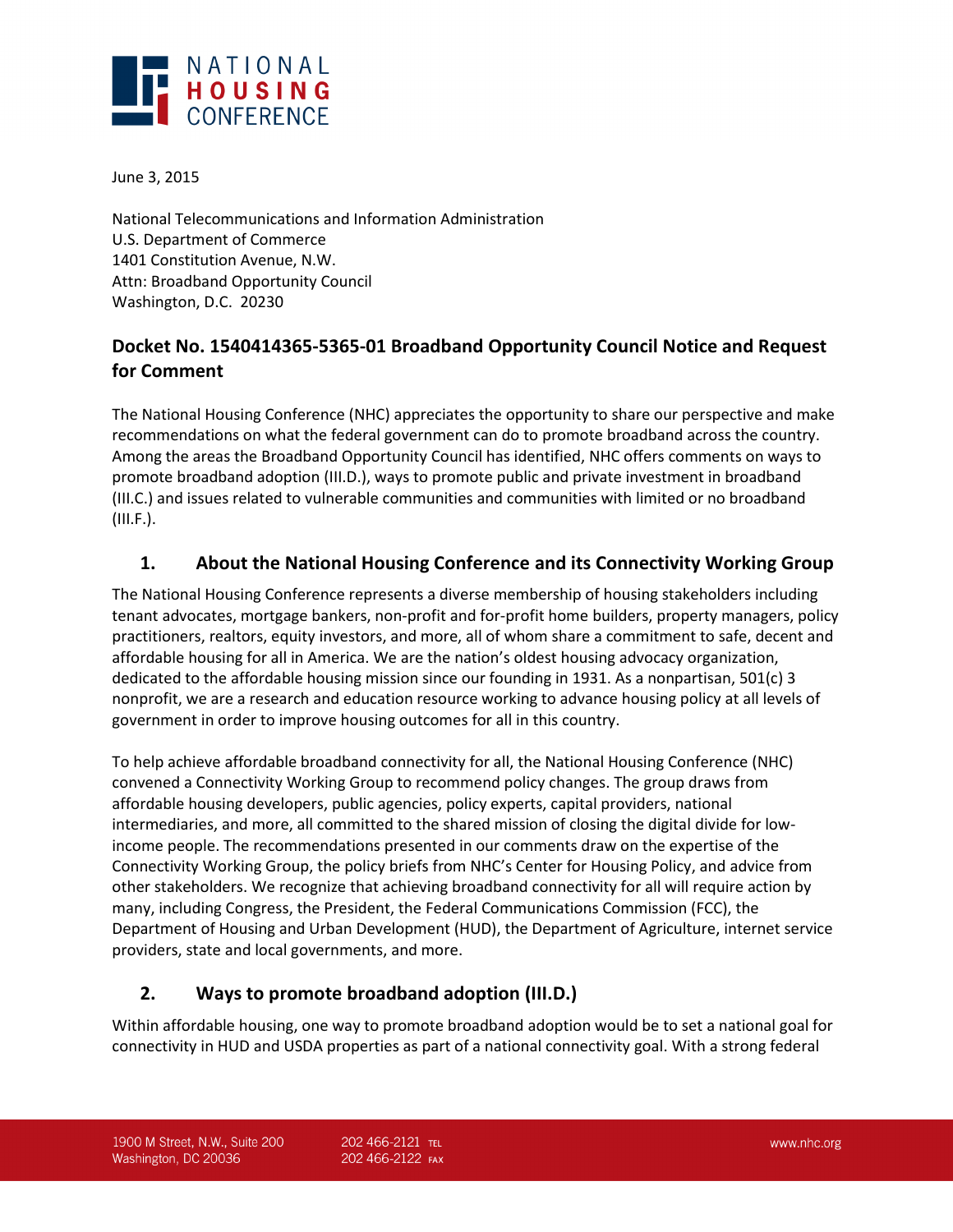June 3, 2015

National Telecommunications and Information Administration
U.S. Department of Commerce
1401 Constitution Avenue, N.W.
Attn: Broadband Opportunity Council
Washington, D.C. 20230

## Docket No. 1540414365-5365-01 Broadband Opportunity Council Notice and Request for Comment

The National Housing Conference (NHC) appreciates the opportunity to share our perspective and make recommendations on what the federal government can do to promote broadband across the country. Among the areas the Broadband Opportunity Council has identified, NHC offers comments on ways to promote broadband adoption (III.D.), ways to promote public and private investment in broadband (III.C.) and issues related to vulnerable communities and communities with limited or no broadband (III.F.).

### 1. About the National Housing Conference and its Connectivity Working Group

The National Housing Conference represents a diverse membership of housing stakeholders including tenant advocates, mortgage bankers, non-profit and for-profit home builders, property managers, policy practitioners, realtors, equity investors, and more, all of whom share a commitment to safe, decent and affordable housing for all in America. We are the nation's oldest housing advocacy organization, dedicated to the affordable housing mission since our founding in 1931. As a nonpartisan, 501(c) 3 nonprofit, we are a research and education resource working to advance housing policy at all levels of government in order to improve housing outcomes for all in this country.

To help achieve affordable broadband connectivity for all, the National Housing Conference (NHC) convened a Connectivity Working Group to recommend policy changes. The group draws from affordable housing developers, public agencies, policy experts, capital providers, national intermediaries, and more, all committed to the shared mission of closing the digital divide for low-income people. The recommendations presented in our comments draw on the expertise of the Connectivity Working Group, the policy briefs from NHC's Center for Housing Policy, and advice from other stakeholders. We recognize that achieving broadband connectivity for all will require action by many, including Congress, the President, the Federal Communications Commission (FCC), the Department of Housing and Urban Development (HUD), the Department of Agriculture, internet service providers, state and local governments, and more.

### 2. Ways to promote broadband adoption (III.D.)

Within affordable housing, one way to promote broadband adoption would be to set a national goal for connectivity in HUD and USDA properties as part of a national connectivity goal. With a strong federal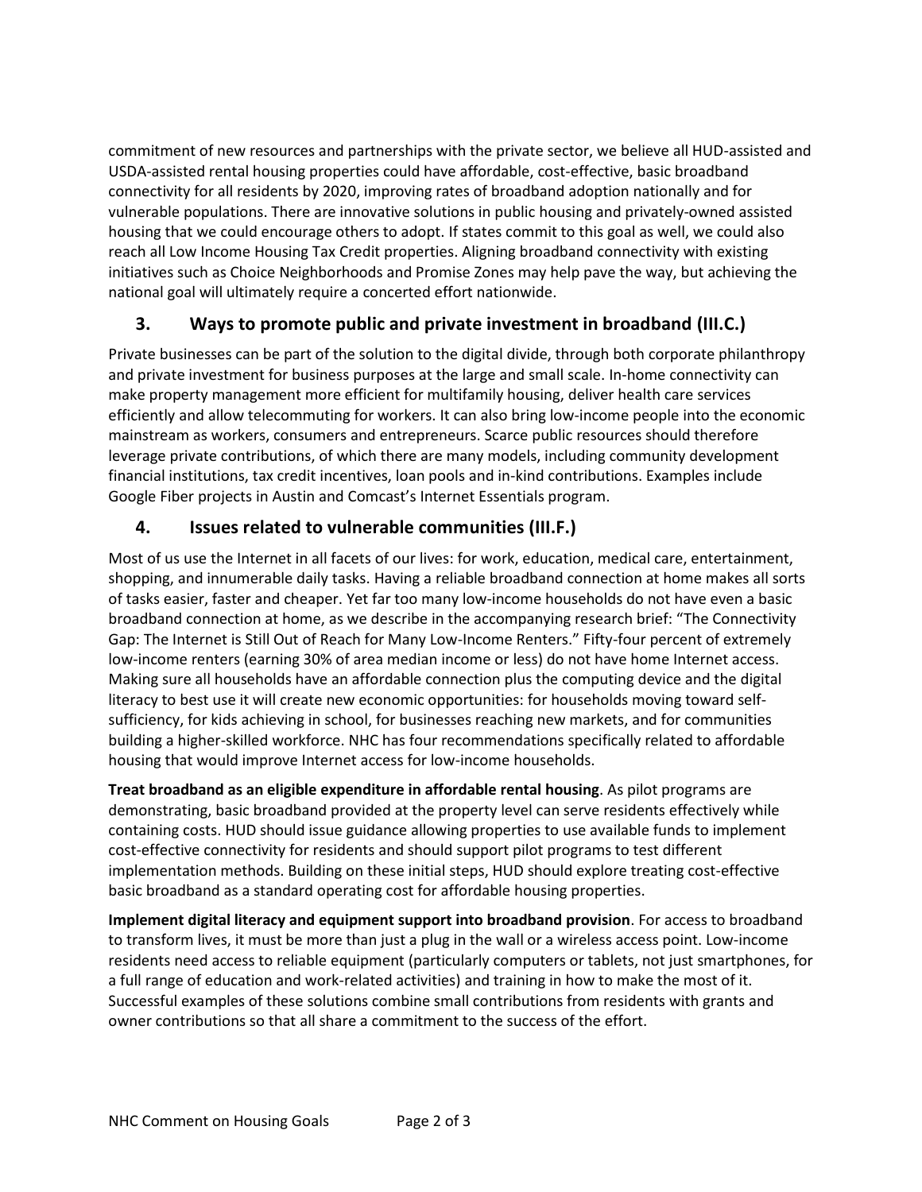commitment of new resources and partnerships with the private sector, we believe all HUD-assisted and USDA-assisted rental housing properties could have affordable, cost-effective, basic broadband connectivity for all residents by 2020, improving rates of broadband adoption nationally and for vulnerable populations. There are innovative solutions in public housing and privately-owned assisted housing that we could encourage others to adopt. If states commit to this goal as well, we could also reach all Low Income Housing Tax Credit properties. Aligning broadband connectivity with existing initiatives such as Choice Neighborhoods and Promise Zones may help pave the way, but achieving the national goal will ultimately require a concerted effort nationwide.

## 3. Ways to promote public and private investment in broadband (III.C.)

Private businesses can be part of the solution to the digital divide, through both corporate philanthropy and private investment for business purposes at the large and small scale. In-home connectivity can make property management more efficient for multifamily housing, deliver health care services efficiently and allow telecommuting for workers. It can also bring low-income people into the economic mainstream as workers, consumers and entrepreneurs. Scarce public resources should therefore leverage private contributions, of which there are many models, including community development financial institutions, tax credit incentives, loan pools and in-kind contributions. Examples include Google Fiber projects in Austin and Comcast's Internet Essentials program.

## 4. Issues related to vulnerable communities (III.F.)

Most of us use the Internet in all facets of our lives: for work, education, medical care, entertainment, shopping, and innumerable daily tasks. Having a reliable broadband connection at home makes all sorts of tasks easier, faster and cheaper. Yet far too many low-income households do not have even a basic broadband connection at home, as we describe in the accompanying research brief: "The Connectivity Gap: The Internet is Still Out of Reach for Many Low-Income Renters." Fifty-four percent of extremely low-income renters (earning 30% of area median income or less) do not have home Internet access. Making sure all households have an affordable connection plus the computing device and the digital literacy to best use it will create new economic opportunities: for households moving toward self-sufficiency, for kids achieving in school, for businesses reaching new markets, and for communities building a higher-skilled workforce. NHC has four recommendations specifically related to affordable housing that would improve Internet access for low-income households.

**Treat broadband as an eligible expenditure in affordable rental housing**. As pilot programs are demonstrating, basic broadband provided at the property level can serve residents effectively while containing costs. HUD should issue guidance allowing properties to use available funds to implement cost-effective connectivity for residents and should support pilot programs to test different implementation methods. Building on these initial steps, HUD should explore treating cost-effective basic broadband as a standard operating cost for affordable housing properties.

**Implement digital literacy and equipment support into broadband provision**. For access to broadband to transform lives, it must be more than just a plug in the wall or a wireless access point. Low-income residents need access to reliable equipment (particularly computers or tablets, not just smartphones, for a full range of education and work-related activities) and training in how to make the most of it. Successful examples of these solutions combine small contributions from residents with grants and owner contributions so that all share a commitment to the success of the effort.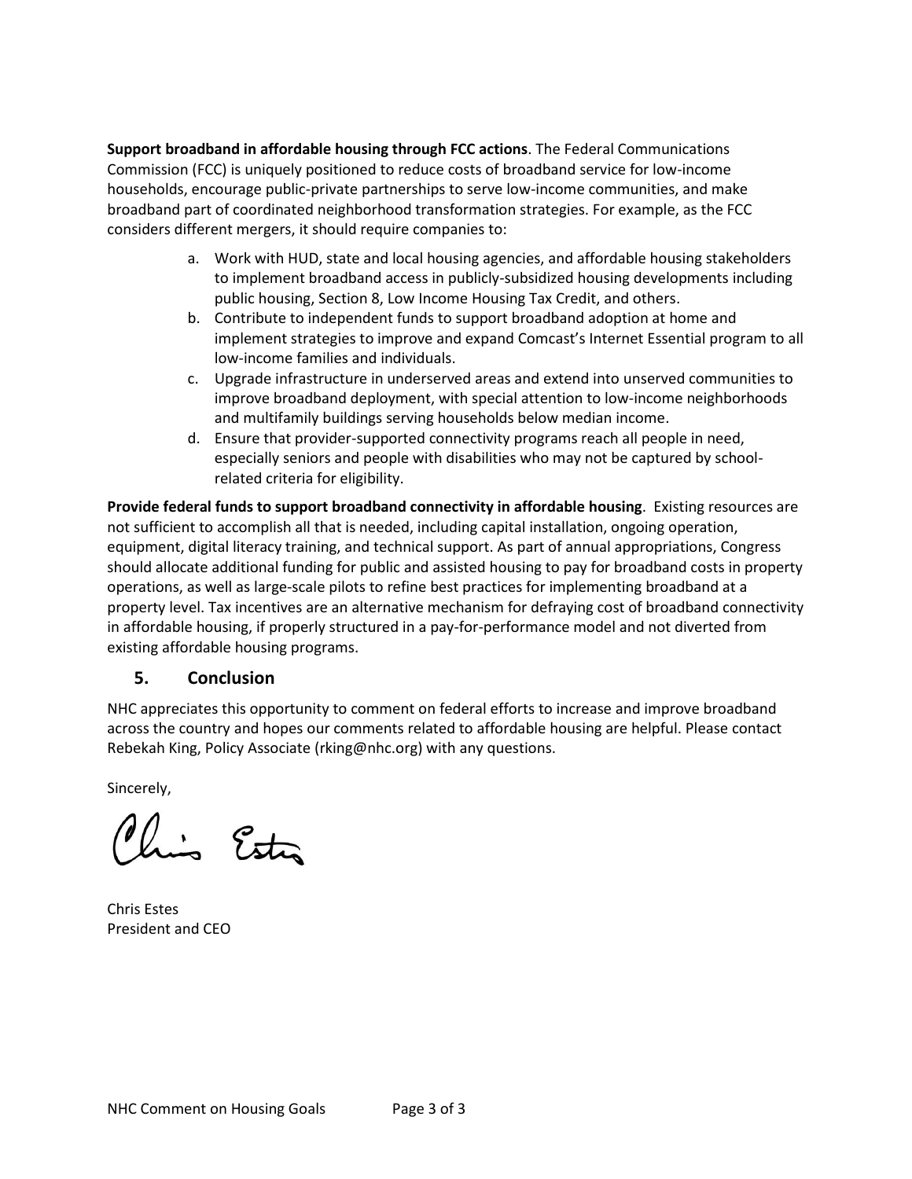**Support broadband in affordable housing through FCC actions**. The Federal Communications Commission (FCC) is uniquely positioned to reduce costs of broadband service for low-income households, encourage public-private partnerships to serve low-income communities, and make broadband part of coordinated neighborhood transformation strategies. For example, as the FCC considers different mergers, it should require companies to:

a. Work with HUD, state and local housing agencies, and affordable housing stakeholders to implement broadband access in publicly-subsidized housing developments including public housing, Section 8, Low Income Housing Tax Credit, and others.
b. Contribute to independent funds to support broadband adoption at home and implement strategies to improve and expand Comcast's Internet Essential program to all low-income families and individuals.
c. Upgrade infrastructure in underserved areas and extend into unserved communities to improve broadband deployment, with special attention to low-income neighborhoods and multifamily buildings serving households below median income.
d. Ensure that provider-supported connectivity programs reach all people in need, especially seniors and people with disabilities who may not be captured by school-related criteria for eligibility.

**Provide federal funds to support broadband connectivity in affordable housing**. Existing resources are not sufficient to accomplish all that is needed, including capital installation, ongoing operation, equipment, digital literacy training, and technical support. As part of annual appropriations, Congress should allocate additional funding for public and assisted housing to pay for broadband costs in property operations, as well as large-scale pilots to refine best practices for implementing broadband at a property level. Tax incentives are an alternative mechanism for defraying cost of broadband connectivity in affordable housing, if properly structured in a pay-for-performance model and not diverted from existing affordable housing programs.

## 5. Conclusion

NHC appreciates this opportunity to comment on federal efforts to increase and improve broadband across the country and hopes our comments related to affordable housing are helpful. Please contact Rebekah King, Policy Associate (rking@nhc.org) with any questions.

Sincerely,

Chris Estes

Chris Estes
President and CEO